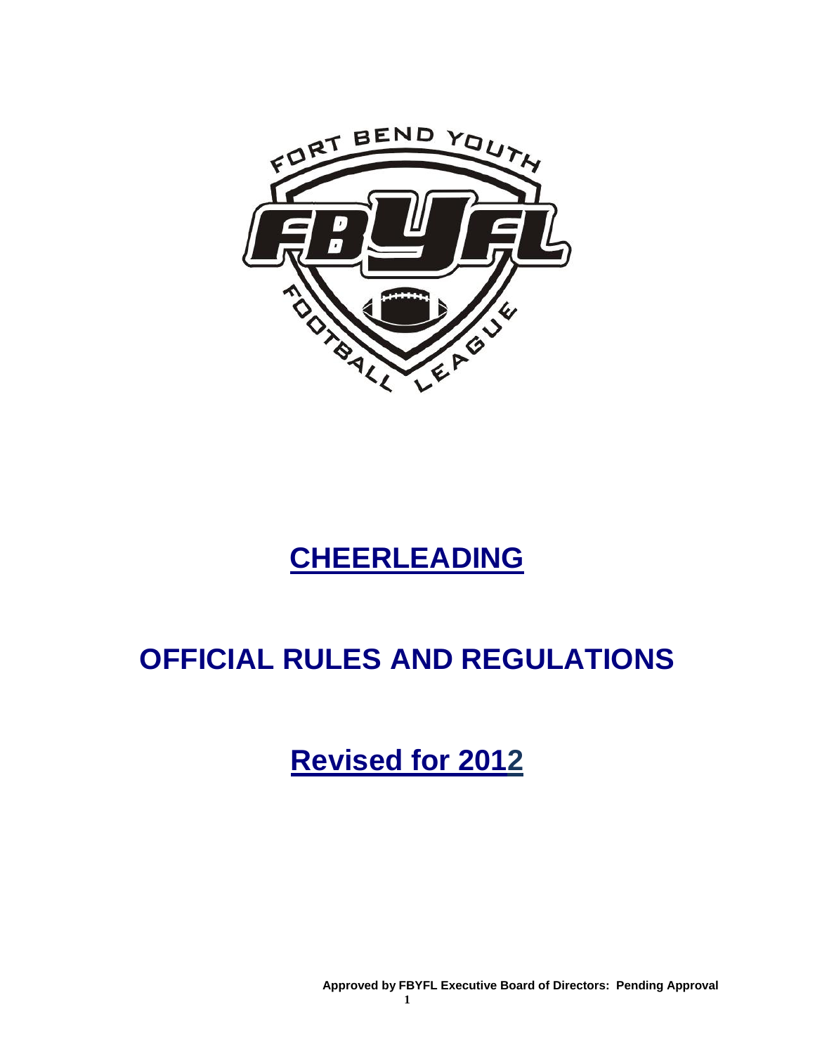# CHEERLEADING

# OFFICIAL RULES AND REGULATIONS

# Revised for 2012

**Approved by FBYFL Executive Board of Directors: Pending Approval**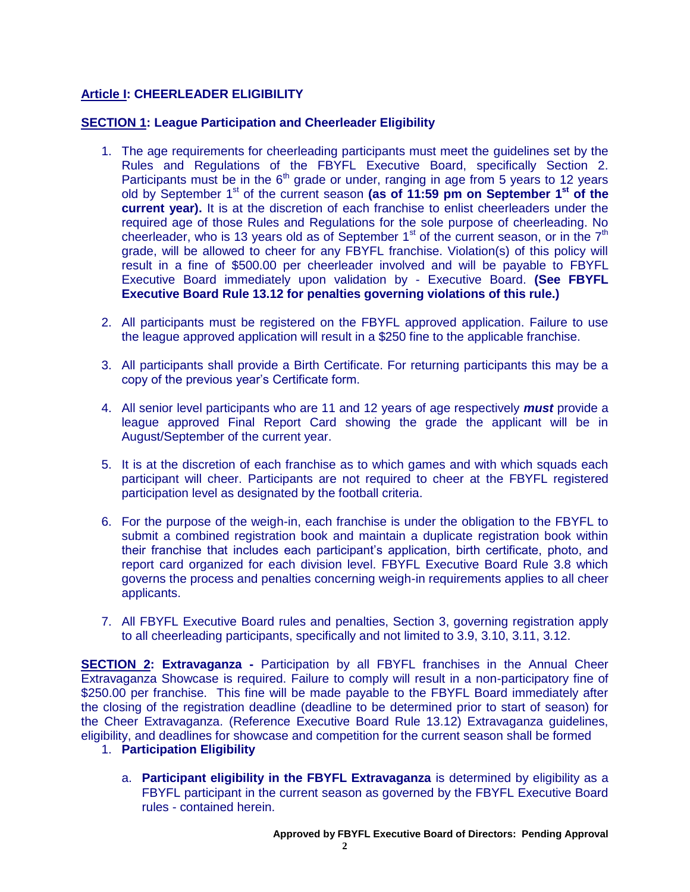## **Article I: CHEERLEADER ELIGIBILITY**

### **SECTION 1: League Participation and Cheerleader Eligibility**

1. The age requirements for cheerleading participants must meet the guidelines set by the Rules and Regulations of the FBYFL Executive Board, specifically Section 2. Participants must be in the 6th grade or under, ranging in age from 5 years to 12 years old by September 1st of the current season **(as of 11:59 pm on September 1st of the current year).** It is at the discretion of each franchise to enlist cheerleaders under the required age of those Rules and Regulations for the sole purpose of cheerleading. No cheerleader, who is 13 years old as of September 1st of the current season, or in the 7th grade, will be allowed to cheer for any FBYFL franchise. Violation(s) of this policy will result in a fine of $500.00 per cheerleader involved and will be payable to FBYFL Executive Board immediately upon validation by - Executive Board. **(See FBYFL Executive Board Rule 13.12 for penalties governing violations of this rule.)**

2. All participants must be registered on the FBYFL approved application. Failure to use the league approved application will result in a $250 fine to the applicable franchise.

3. All participants shall provide a Birth Certificate. For returning participants this may be a copy of the previous year's Certificate form.

4. All senior level participants who are 11 and 12 years of age respectively ***must*** provide a league approved Final Report Card showing the grade the applicant will be in August/September of the current year.

5. It is at the discretion of each franchise as to which games and with which squads each participant will cheer. Participants are not required to cheer at the FBYFL registered participation level as designated by the football criteria.

6. For the purpose of the weigh-in, each franchise is under the obligation to the FBYFL to submit a combined registration book and maintain a duplicate registration book within their franchise that includes each participant's application, birth certificate, photo, and report card organized for each division level. FBYFL Executive Board Rule 3.8 which governs the process and penalties concerning weigh-in requirements applies to all cheer applicants.

7. All FBYFL Executive Board rules and penalties, Section 3, governing registration apply to all cheerleading participants, specifically and not limited to 3.9, 3.10, 3.11, 3.12.

**SECTION 2: Extravaganza -** Participation by all FBYFL franchises in the Annual Cheer Extravaganza Showcase is required. Failure to comply will result in a non-participatory fine of $250.00 per franchise. This fine will be made payable to the FBYFL Board immediately after the closing of the registration deadline (deadline to be determined prior to start of season) for the Cheer Extravaganza. (Reference Executive Board Rule 13.12) Extravaganza guidelines, eligibility, and deadlines for showcase and competition for the current season shall be formed

1. **Participation Eligibility**

   a. **Participant eligibility in the FBYFL Extravaganza** is determined by eligibility as a FBYFL participant in the current season as governed by the FBYFL Executive Board rules - contained herein.

**Approved by FBYFL Executive Board of Directors: Pending Approval**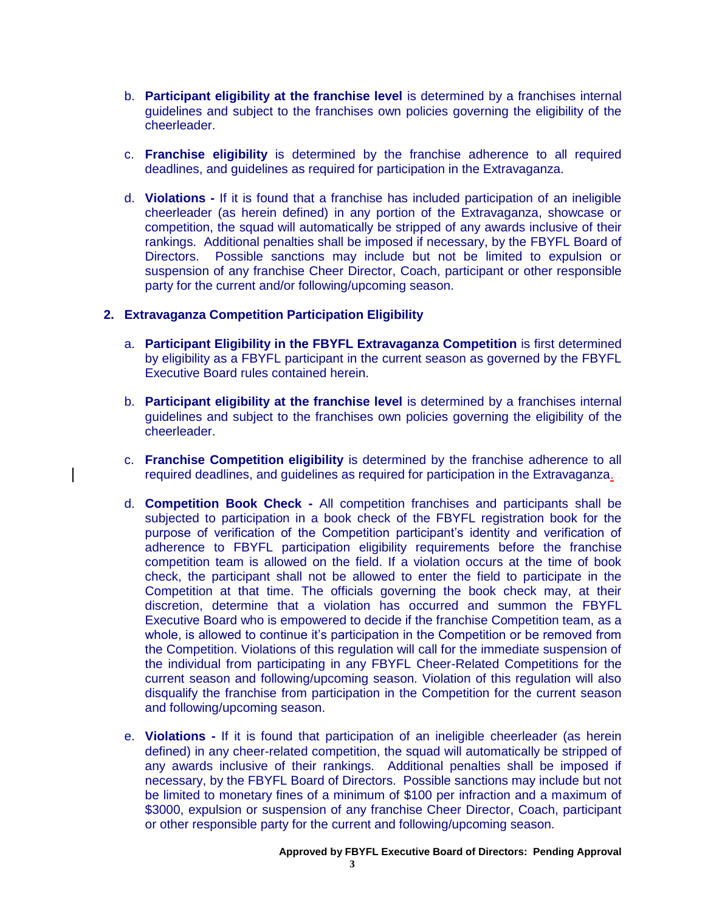b. **Participant eligibility at the franchise level** is determined by a franchises internal guidelines and subject to the franchises own policies governing the eligibility of the cheerleader.

c. **Franchise eligibility** is determined by the franchise adherence to all required deadlines, and guidelines as required for participation in the Extravaganza.

d. **Violations -** If it is found that a franchise has included participation of an ineligible cheerleader (as herein defined) in any portion of the Extravaganza, showcase or competition, the squad will automatically be stripped of any awards inclusive of their rankings. Additional penalties shall be imposed if necessary, by the FBYFL Board of Directors. Possible sanctions may include but not be limited to expulsion or suspension of any franchise Cheer Director, Coach, participant or other responsible party for the current and/or following/upcoming season.

**2. Extravaganza Competition Participation Eligibility**

a. **Participant Eligibility in the FBYFL Extravaganza Competition** is first determined by eligibility as a FBYFL participant in the current season as governed by the FBYFL Executive Board rules contained herein.

b. **Participant eligibility at the franchise level** is determined by a franchises internal guidelines and subject to the franchises own policies governing the eligibility of the cheerleader.

c. **Franchise Competition eligibility** is determined by the franchise adherence to all required deadlines, and guidelines as required for participation in the Extravaganza.

d. **Competition Book Check -** All competition franchises and participants shall be subjected to participation in a book check of the FBYFL registration book for the purpose of verification of the Competition participant's identity and verification of adherence to FBYFL participation eligibility requirements before the franchise competition team is allowed on the field. If a violation occurs at the time of book check, the participant shall not be allowed to enter the field to participate in the Competition at that time. The officials governing the book check may, at their discretion, determine that a violation has occurred and summon the FBYFL Executive Board who is empowered to decide if the franchise Competition team, as a whole, is allowed to continue it's participation in the Competition or be removed from the Competition. Violations of this regulation will call for the immediate suspension of the individual from participating in any FBYFL Cheer-Related Competitions for the current season and following/upcoming season. Violation of this regulation will also disqualify the franchise from participation in the Competition for the current season and following/upcoming season.

e. **Violations -** If it is found that participation of an ineligible cheerleader (as herein defined) in any cheer-related competition, the squad will automatically be stripped of any awards inclusive of their rankings. Additional penalties shall be imposed if necessary, by the FBYFL Board of Directors. Possible sanctions may include but not be limited to monetary fines of a minimum of $100 per infraction and a maximum of $3000, expulsion or suspension of any franchise Cheer Director, Coach, participant or other responsible party for the current and following/upcoming season.

**Approved by FBYFL Executive Board of Directors: Pending Approval**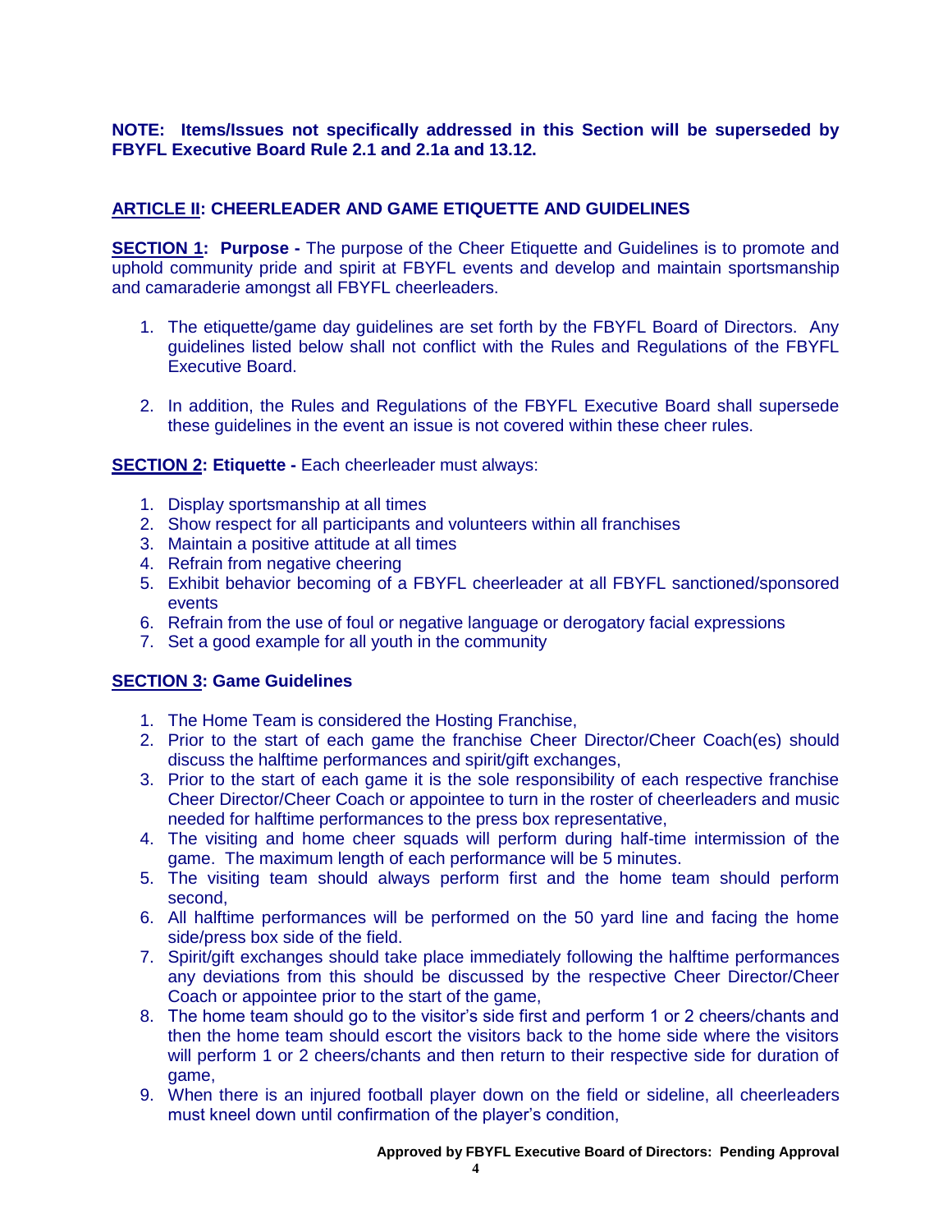**NOTE: Items/Issues not specifically addressed in this Section will be superseded by FBYFL Executive Board Rule 2.1 and 2.1a and 13.12.**

## ARTICLE II: CHEERLEADER AND GAME ETIQUETTE AND GUIDELINES

**SECTION 1: Purpose -** The purpose of the Cheer Etiquette and Guidelines is to promote and uphold community pride and spirit at FBYFL events and develop and maintain sportsmanship and camaraderie amongst all FBYFL cheerleaders.

1. The etiquette/game day guidelines are set forth by the FBYFL Board of Directors. Any guidelines listed below shall not conflict with the Rules and Regulations of the FBYFL Executive Board.

2. In addition, the Rules and Regulations of the FBYFL Executive Board shall supersede these guidelines in the event an issue is not covered within these cheer rules.

**SECTION 2: Etiquette -** Each cheerleader must always:

1. Display sportsmanship at all times
2. Show respect for all participants and volunteers within all franchises
3. Maintain a positive attitude at all times
4. Refrain from negative cheering
5. Exhibit behavior becoming of a FBYFL cheerleader at all FBYFL sanctioned/sponsored events
6. Refrain from the use of foul or negative language or derogatory facial expressions
7. Set a good example for all youth in the community

**SECTION 3: Game Guidelines**

1. The Home Team is considered the Hosting Franchise,
2. Prior to the start of each game the franchise Cheer Director/Cheer Coach(es) should discuss the halftime performances and spirit/gift exchanges,
3. Prior to the start of each game it is the sole responsibility of each respective franchise Cheer Director/Cheer Coach or appointee to turn in the roster of cheerleaders and music needed for halftime performances to the press box representative,
4. The visiting and home cheer squads will perform during half-time intermission of the game. The maximum length of each performance will be 5 minutes.
5. The visiting team should always perform first and the home team should perform second,
6. All halftime performances will be performed on the 50 yard line and facing the home side/press box side of the field.
7. Spirit/gift exchanges should take place immediately following the halftime performances any deviations from this should be discussed by the respective Cheer Director/Cheer Coach or appointee prior to the start of the game,
8. The home team should go to the visitor's side first and perform 1 or 2 cheers/chants and then the home team should escort the visitors back to the home side where the visitors will perform 1 or 2 cheers/chants and then return to their respective side for duration of game,
9. When there is an injured football player down on the field or sideline, all cheerleaders must kneel down until confirmation of the player's condition,

**Approved by FBYFL Executive Board of Directors: Pending Approval**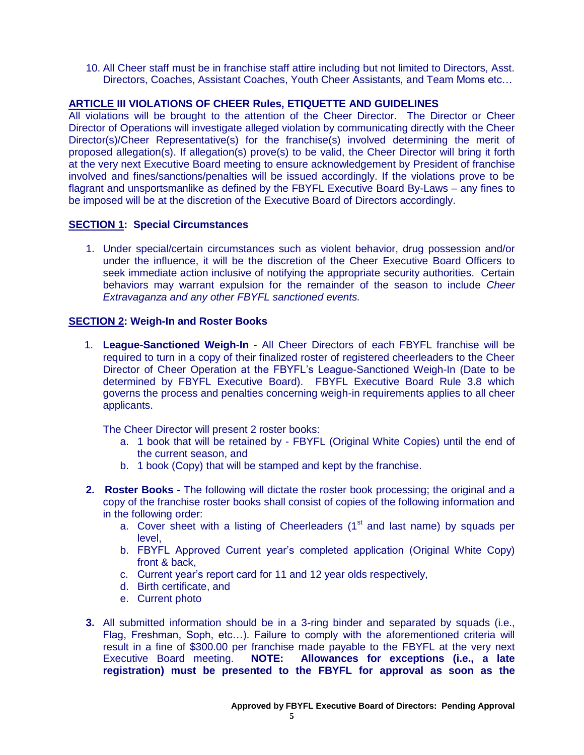10. All Cheer staff must be in franchise staff attire including but not limited to Directors, Asst. Directors, Coaches, Assistant Coaches, Youth Cheer Assistants, and Team Moms etc…

## ARTICLE III VIOLATIONS OF CHEER Rules, ETIQUETTE AND GUIDELINES

All violations will be brought to the attention of the Cheer Director. The Director or Cheer Director of Operations will investigate alleged violation by communicating directly with the Cheer Director(s)/Cheer Representative(s) for the franchise(s) involved determining the merit of proposed allegation(s). If allegation(s) prove(s) to be valid, the Cheer Director will bring it forth at the very next Executive Board meeting to ensure acknowledgement by President of franchise involved and fines/sanctions/penalties will be issued accordingly. If the violations prove to be flagrant and unsportsmanlike as defined by the FBYFL Executive Board By-Laws – any fines to be imposed will be at the discretion of the Executive Board of Directors accordingly.

### SECTION 1: Special Circumstances

1. Under special/certain circumstances such as violent behavior, drug possession and/or under the influence, it will be the discretion of the Cheer Executive Board Officers to seek immediate action inclusive of notifying the appropriate security authorities. Certain behaviors may warrant expulsion for the remainder of the season to include *Cheer Extravaganza and any other FBYFL sanctioned events.*

### SECTION 2: Weigh-In and Roster Books

1. **League-Sanctioned Weigh-In** - All Cheer Directors of each FBYFL franchise will be required to turn in a copy of their finalized roster of registered cheerleaders to the Cheer Director of Cheer Operation at the FBYFL's League-Sanctioned Weigh-In (Date to be determined by FBYFL Executive Board). FBYFL Executive Board Rule 3.8 which governs the process and penalties concerning weigh-in requirements applies to all cheer applicants.

   The Cheer Director will present 2 roster books:
   a. 1 book that will be retained by - FBYFL (Original White Copies) until the end of the current season, and
   b. 1 book (Copy) that will be stamped and kept by the franchise.

2. **Roster Books -** The following will dictate the roster book processing; the original and a copy of the franchise roster books shall consist of copies of the following information and in the following order:
   a. Cover sheet with a listing of Cheerleaders (1st and last name) by squads per level,
   b. FBYFL Approved Current year's completed application (Original White Copy) front & back,
   c. Current year's report card for 11 and 12 year olds respectively,
   d. Birth certificate, and
   e. Current photo

3. All submitted information should be in a 3-ring binder and separated by squads (i.e., Flag, Freshman, Soph, etc…). Failure to comply with the aforementioned criteria will result in a fine of $300.00 per franchise made payable to the FBYFL at the very next Executive Board meeting. **NOTE: Allowances for exceptions (i.e., a late registration) must be presented to the FBYFL for approval as soon as the**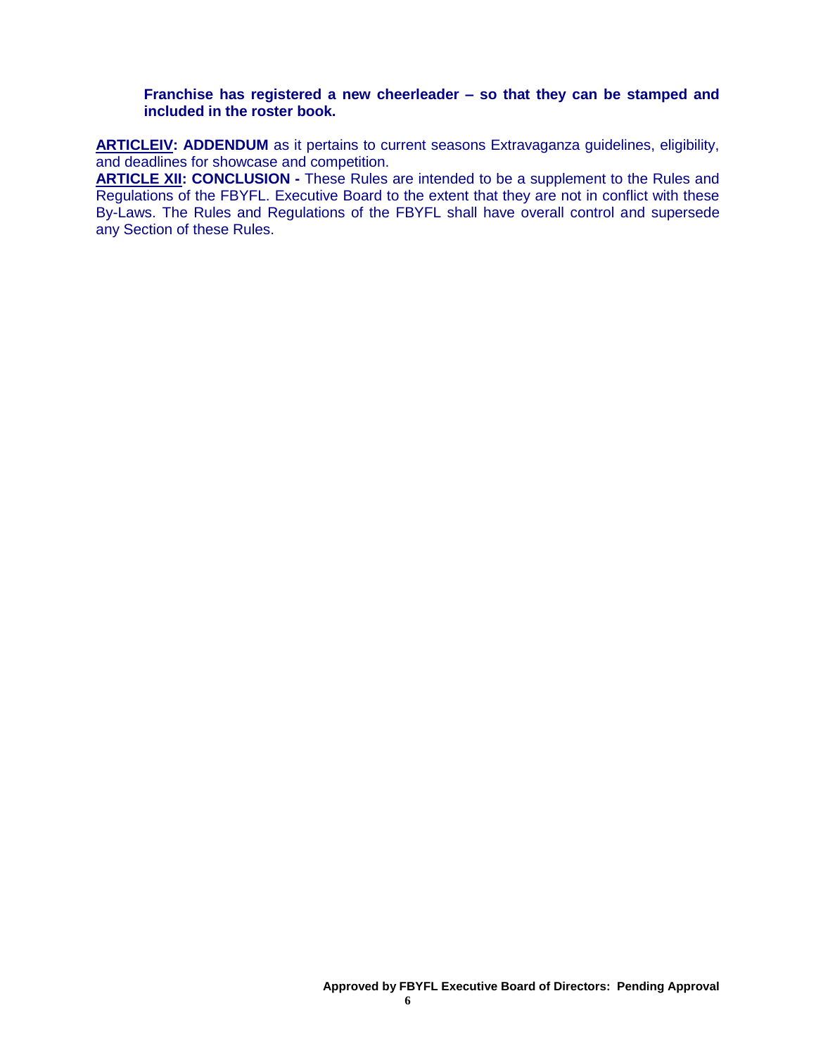**Franchise has registered a new cheerleader – so that they can be stamped and included in the roster book.**

**ARTICLEIV: ADDENDUM** as it pertains to current seasons Extravaganza guidelines, eligibility, and deadlines for showcase and competition.

**ARTICLE XII: CONCLUSION -** These Rules are intended to be a supplement to the Rules and Regulations of the FBYFL. Executive Board to the extent that they are not in conflict with these By-Laws. The Rules and Regulations of the FBYFL shall have overall control and supersede any Section of these Rules.

**Approved by FBYFL Executive Board of Directors: Pending Approval**